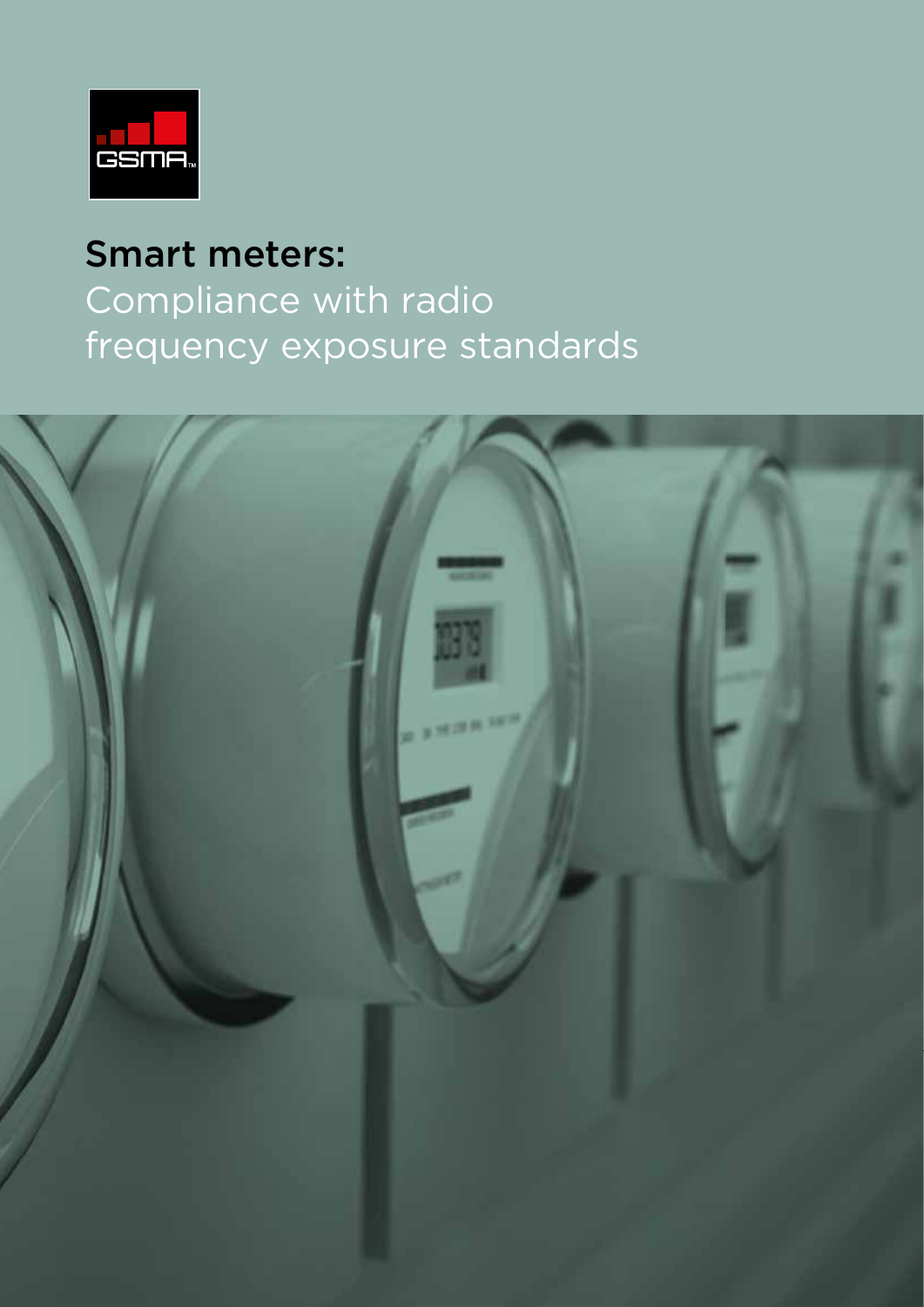# Smart meters:
Compliance with radio frequency exposure standards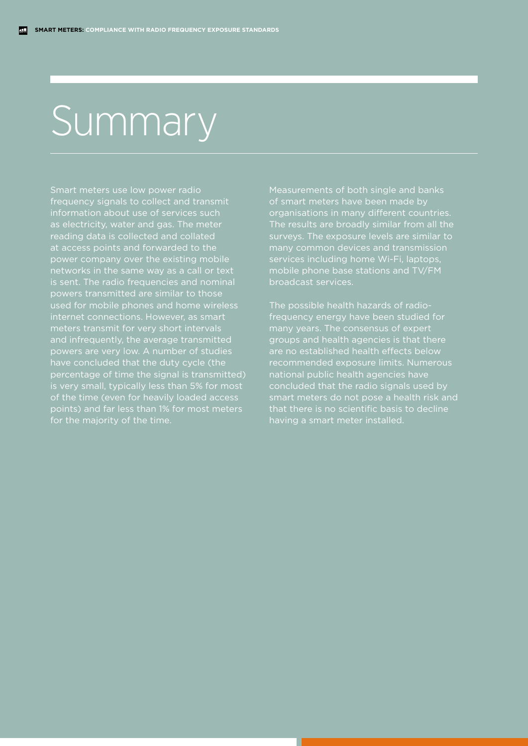# Summary

Smart meters use low power radio frequency signals to collect and transmit information about use of services such as electricity, water and gas. The meter reading data is collected and collated at access points and forwarded to the power company over the existing mobile networks in the same way as a call or text is sent. The radio frequencies and nominal powers transmitted are similar to those used for mobile phones and home wireless internet connections. However, as smart meters transmit for very short intervals and infrequently, the average transmitted powers are very low. A number of studies have concluded that the duty cycle (the percentage of time the signal is transmitted) is very small, typically less than 5% for most of the time (even for heavily loaded access points) and far less than 1% for most meters for the majority of the time.

Measurements of both single and banks of smart meters have been made by organisations in many different countries. The results are broadly similar from all the surveys. The exposure levels are similar to many common devices and transmission services including home Wi-Fi, laptops, mobile phone base stations and TV/FM broadcast services.

The possible health hazards of radio-frequency energy have been studied for many years. The consensus of expert groups and health agencies is that there are no established health effects below recommended exposure limits. Numerous national public health agencies have concluded that the radio signals used by smart meters do not pose a health risk and that there is no scientific basis to decline having a smart meter installed.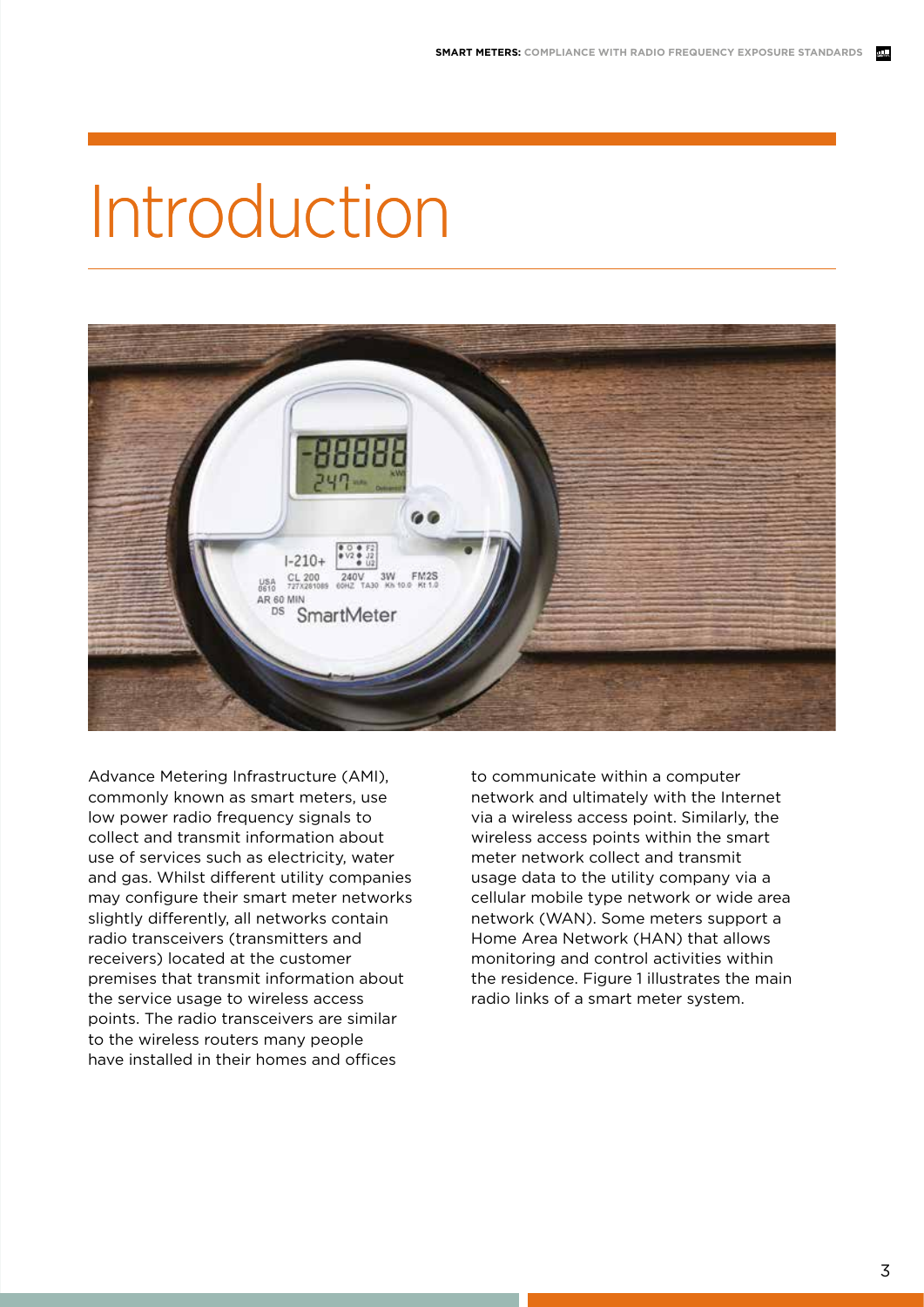# Introduction

Advance Metering Infrastructure (AMI), commonly known as smart meters, use low power radio frequency signals to collect and transmit information about use of services such as electricity, water and gas. Whilst different utility companies may configure their smart meter networks slightly differently, all networks contain radio transceivers (transmitters and receivers) located at the customer premises that transmit information about the service usage to wireless access points. The radio transceivers are similar to the wireless routers many people have installed in their homes and offices to communicate within a computer network and ultimately with the Internet via a wireless access point. Similarly, the wireless access points within the smart meter network collect and transmit usage data to the utility company via a cellular mobile type network or wide area network (WAN). Some meters support a Home Area Network (HAN) that allows monitoring and control activities within the residence. Figure 1 illustrates the main radio links of a smart meter system.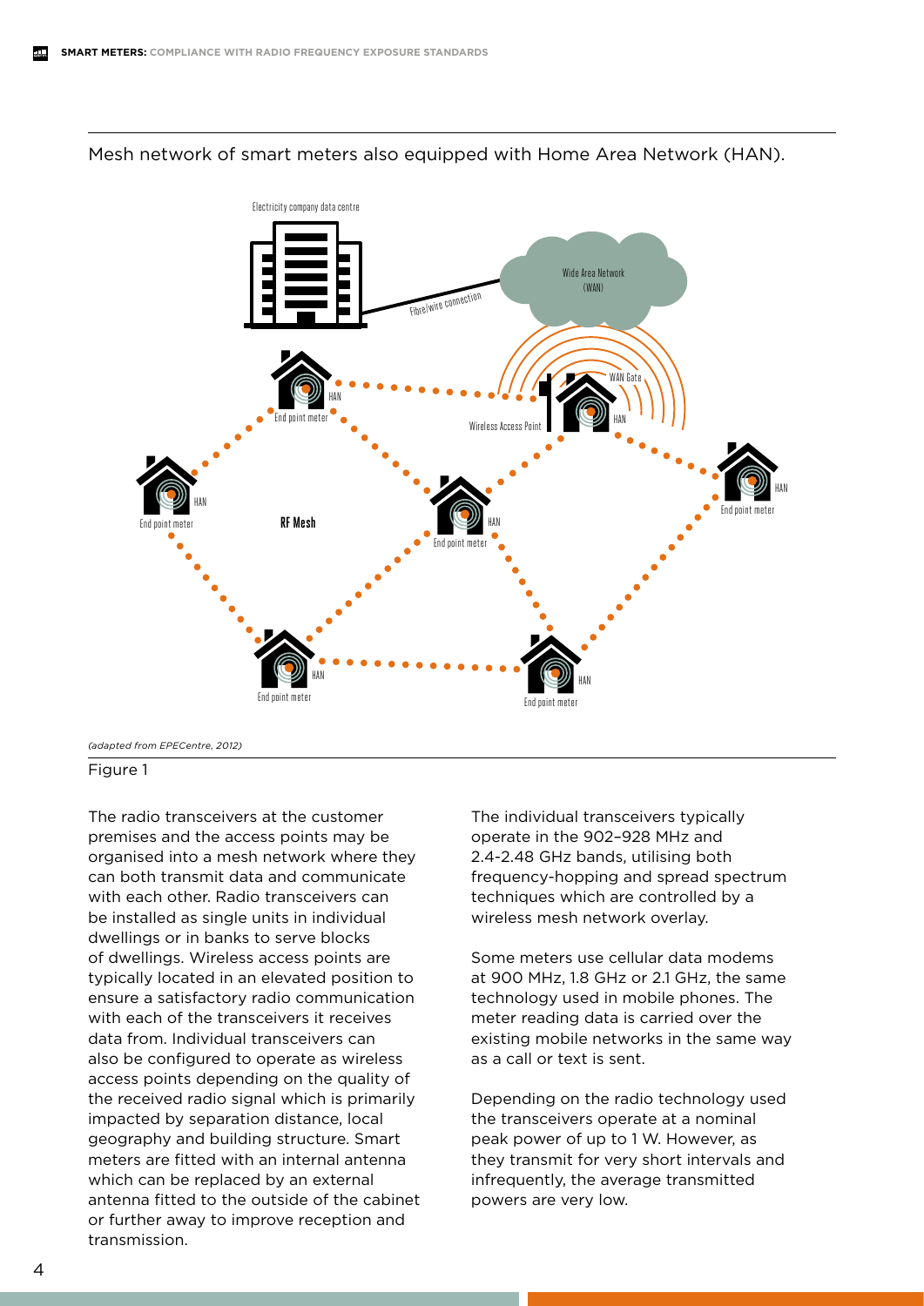Mesh network of smart meters also equipped with Home Area Network (HAN).

Electricity company data centre

Fibre/wire connection

Wide Area Network (WAN)

WAN Gate

Wireless Access Point

HAN

End point meter

RF Mesh

*(adapted from EPECentre, 2012)*

Figure 1

The radio transceivers at the customer premises and the access points may be organised into a mesh network where they can both transmit data and communicate with each other. Radio transceivers can be installed as single units in individual dwellings or in banks to serve blocks of dwellings. Wireless access points are typically located in an elevated position to ensure a satisfactory radio communication with each of the transceivers it receives data from. Individual transceivers can also be configured to operate as wireless access points depending on the quality of the received radio signal which is primarily impacted by separation distance, local geography and building structure. Smart meters are fitted with an internal antenna which can be replaced by an external antenna fitted to the outside of the cabinet or further away to improve reception and transmission.

The individual transceivers typically operate in the 902–928 MHz and 2.4-2.48 GHz bands, utilising both frequency-hopping and spread spectrum techniques which are controlled by a wireless mesh network overlay.

Some meters use cellular data modems at 900 MHz, 1.8 GHz or 2.1 GHz, the same technology used in mobile phones. The meter reading data is carried over the existing mobile networks in the same way as a call or text is sent.

Depending on the radio technology used the transceivers operate at a nominal peak power of up to 1 W. However, as they transmit for very short intervals and infrequently, the average transmitted powers are very low.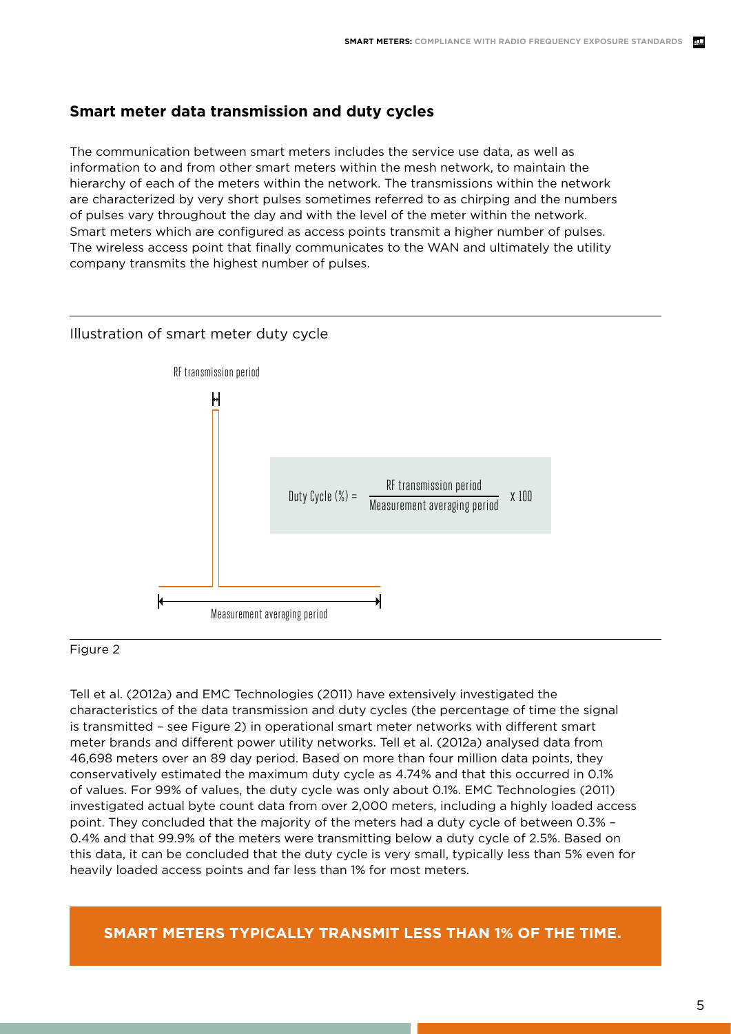## Smart meter data transmission and duty cycles

The communication between smart meters includes the service use data, as well as information to and from other smart meters within the mesh network, to maintain the hierarchy of each of the meters within the network. The transmissions within the network are characterized by very short pulses sometimes referred to as chirping and the numbers of pulses vary throughout the day and with the level of the meter within the network. Smart meters which are configured as access points transmit a higher number of pulses. The wireless access point that finally communicates to the WAN and ultimately the utility company transmits the highest number of pulses.

Illustration of smart meter duty cycle

RF transmission period

$$\text{Duty Cycle (\%)} = \frac{\text{RF transmission period}}{\text{Measurement averaging period}} \times 100$$

Measurement averaging period

Figure 2

Tell et al. (2012a) and EMC Technologies (2011) have extensively investigated the characteristics of the data transmission and duty cycles (the percentage of time the signal is transmitted – see Figure 2) in operational smart meter networks with different smart meter brands and different power utility networks. Tell et al. (2012a) analysed data from 46,698 meters over an 89 day period. Based on more than four million data points, they conservatively estimated the maximum duty cycle as 4.74% and that this occurred in 0.1% of values. For 99% of values, the duty cycle was only about 0.1%. EMC Technologies (2011) investigated actual byte count data from over 2,000 meters, including a highly loaded access point. They concluded that the majority of the meters had a duty cycle of between 0.3% – 0.4% and that 99.9% of the meters were transmitting below a duty cycle of 2.5%. Based on this data, it can be concluded that the duty cycle is very small, typically less than 5% even for heavily loaded access points and far less than 1% for most meters.

**SMART METERS TYPICALLY TRANSMIT LESS THAN 1% OF THE TIME.**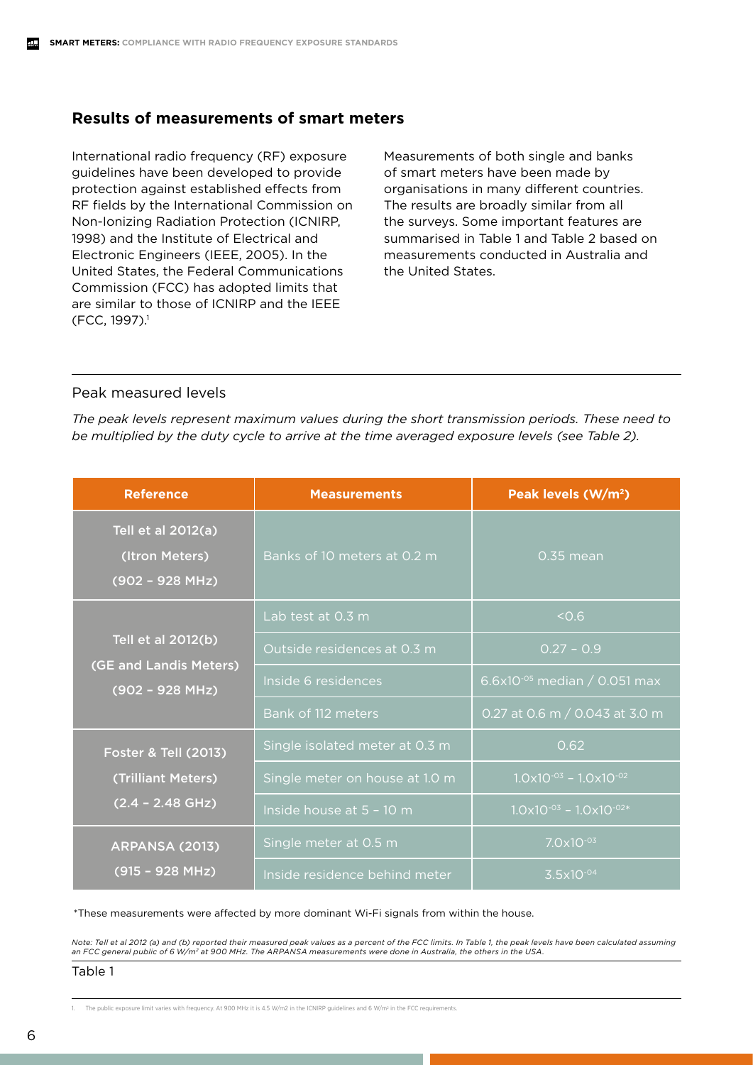## Results of measurements of smart meters

International radio frequency (RF) exposure guidelines have been developed to provide protection against established effects from RF fields by the International Commission on Non-Ionizing Radiation Protection (ICNIRP, 1998) and the Institute of Electrical and Electronic Engineers (IEEE, 2005). In the United States, the Federal Communications Commission (FCC) has adopted limits that are similar to those of ICNIRP and the IEEE (FCC, 1997).[1]

Measurements of both single and banks of smart meters have been made by organisations in many different countries. The results are broadly similar from all the surveys. Some important features are summarised in Table 1 and Table 2 based on measurements conducted in Australia and the United States.

### Peak measured levels

*The peak levels represent maximum values during the short transmission periods. These need to be multiplied by the duty cycle to arrive at the time averaged exposure levels (see Table 2).*

| Reference | Measurements | Peak levels (W/m²) |
|---|---|---|
| Tell et al 2012(a) (Itron Meters) (902 – 928 MHz) | Banks of 10 meters at 0.2 m | 0.35 mean |
| Tell et al 2012(b) (GE and Landis Meters) (902 – 928 MHz) | Lab test at 0.3 m | <0.6 |
| | Outside residences at 0.3 m | 0.27 – 0.9 |
| | Inside 6 residences | $6.6 \times 10^{-05}$ median / 0.051 max |
| | Bank of 112 meters | 0.27 at 0.6 m / 0.043 at 3.0 m |
| Foster & Tell (2013) (Trilliant Meters) (2.4 – 2.48 GHz) | Single isolated meter at 0.3 m | 0.62 |
| | Single meter on house at 1.0 m | $1.0 \times 10^{-03}$ – $1.0 \times 10^{-02}$ |
| | Inside house at 5 – 10 m | $1.0 \times 10^{-03}$ – $1.0 \times 10^{-02}$* |
| ARPANSA (2013) (915 – 928 MHz) | Single meter at 0.5 m | $7.0 \times 10^{-03}$ |
| | Inside residence behind meter | $3.5 \times 10^{-04}$ |

*These measurements were affected by more dominant Wi-Fi signals from within the house.

*Note: Tell et al 2012 (a) and (b) reported their measured peak values as a percent of the FCC limits. In Table 1, the peak levels have been calculated assuming an FCC general public of 6 W/m² at 900 MHz. The ARPANSA measurements were done in Australia, the others in the USA.*

Table 1

1. The public exposure limit varies with frequency. At 900 MHz it is 4.5 W/m2 in the ICNIRP guidelines and 6 W/m² in the FCC requirements.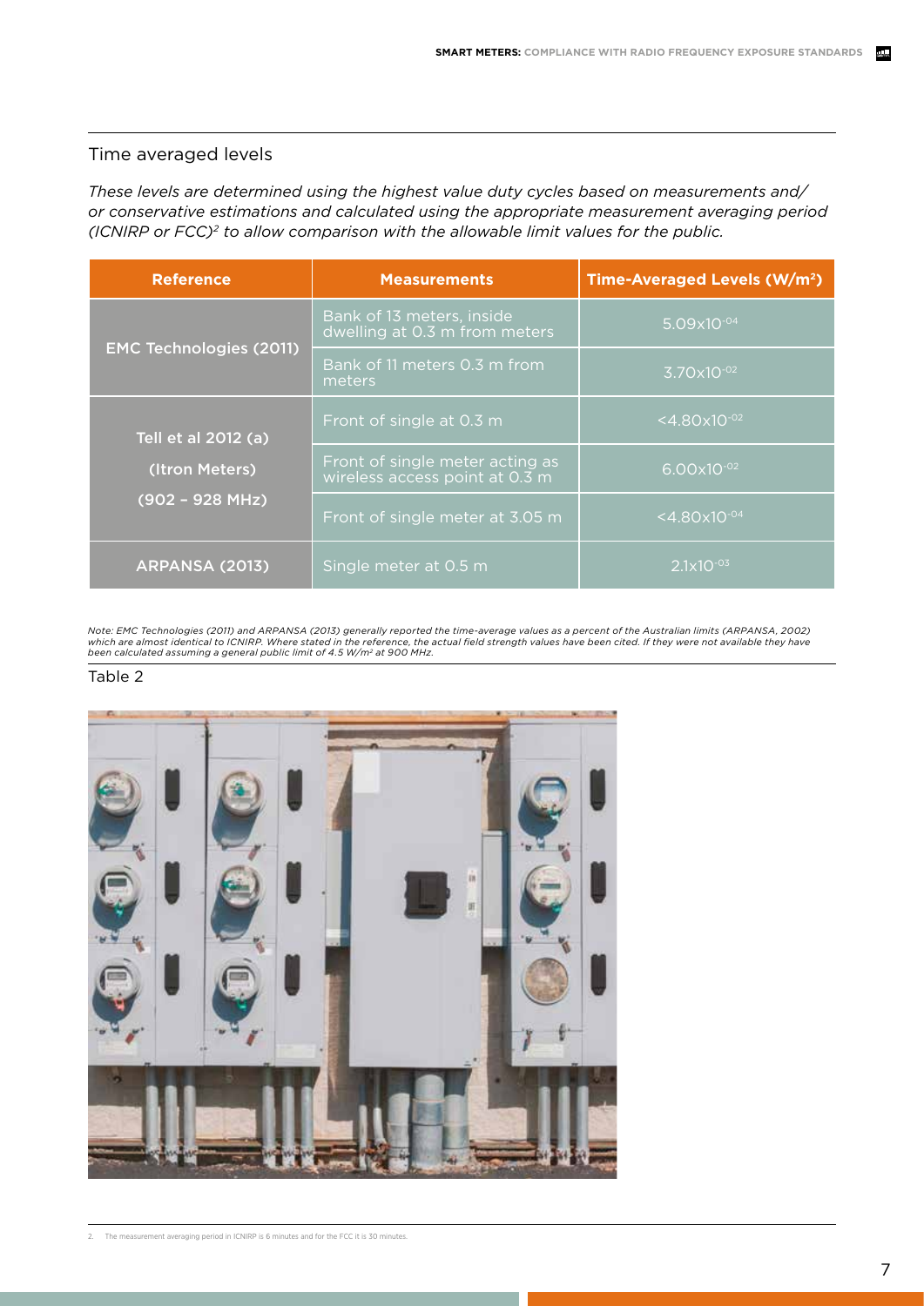## Time averaged levels

*These levels are determined using the highest value duty cycles based on measurements and/or conservative estimations and calculated using the appropriate measurement averaging period (ICNIRP or FCC)[2] to allow comparison with the allowable limit values for the public.*

| Reference | Measurements | Time-Averaged Levels ($W/m^2$) |
|---|---|---|
| EMC Technologies (2011) | Bank of 13 meters, inside dwelling at 0.3 m from meters | $5.09 \times 10^{-04}$ |
| | Bank of 11 meters 0.3 m from meters | $3.70 \times 10^{-02}$ |
| Tell et al 2012 (a) (Itron Meters) (902 – 928 MHz) | Front of single at 0.3 m | $<4.80 \times 10^{-02}$ |
| | Front of single meter acting as wireless access point at 0.3 m | $6.00 \times 10^{-02}$ |
| | Front of single meter at 3.05 m | $<4.80 \times 10^{-04}$ |
| ARPANSA (2013) | Single meter at 0.5 m | $2.1 \times 10^{-03}$ |

*Note: EMC Technologies (2011) and ARPANSA (2013) generally reported the time-average values as a percent of the Australian limits (ARPANSA, 2002) which are almost identical to ICNIRP. Where stated in the reference, the actual field strength values have been cited. If they were not available they have been calculated assuming a general public limit of 4.5 $W/m^2$ at 900 MHz.*

Table 2

2. The measurement averaging period in ICNIRP is 6 minutes and for the FCC it is 30 minutes.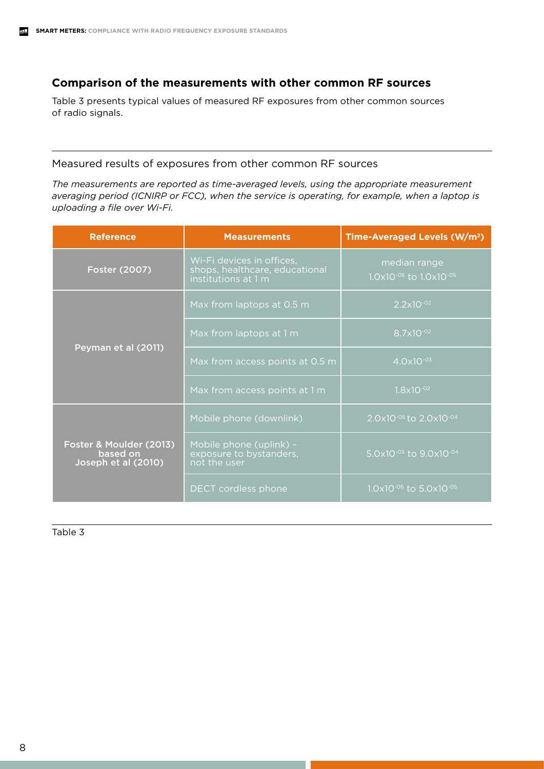## Comparison of the measurements with other common RF sources

Table 3 presents typical values of measured RF exposures from other common sources of radio signals.

Measured results of exposures from other common RF sources

*The measurements are reported as time-averaged levels, using the appropriate measurement averaging period (ICNIRP or FCC), when the service is operating, for example, when a laptop is uploading a file over Wi-Fi.*

| Reference | Measurements | Time-Averaged Levels (W/m²) |
|---|---|---|
| Foster (2007) | Wi-Fi devices in offices, shops, healthcare, educational institutions at 1 m | median range $1.0 \times 10^{-06}$ to $1.0 \times 10^{-05}$ |
| Peyman et al (2011) | Max from laptops at 0.5 m | $2.2 \times 10^{-02}$ |
| | Max from laptops at 1 m | $8.7 \times 10^{-02}$ |
| | Max from access points at 0.5 m | $4.0 \times 10^{-03}$ |
| | Max from access points at 1 m | $1.8 \times 10^{-02}$ |
| Foster & Moulder (2013) based on Joseph et al (2010) | Mobile phone (downlink) | $2.0 \times 10^{-05}$ to $2.0 \times 10^{-04}$ |
| | Mobile phone (uplink) – exposure to bystanders, not the user | $5.0 \times 10^{-05}$ to $9.0 \times 10^{-04}$ |
| | DECT cordless phone | $1.0 \times 10^{-06}$ to $5.0 \times 10^{-05}$ |

Table 3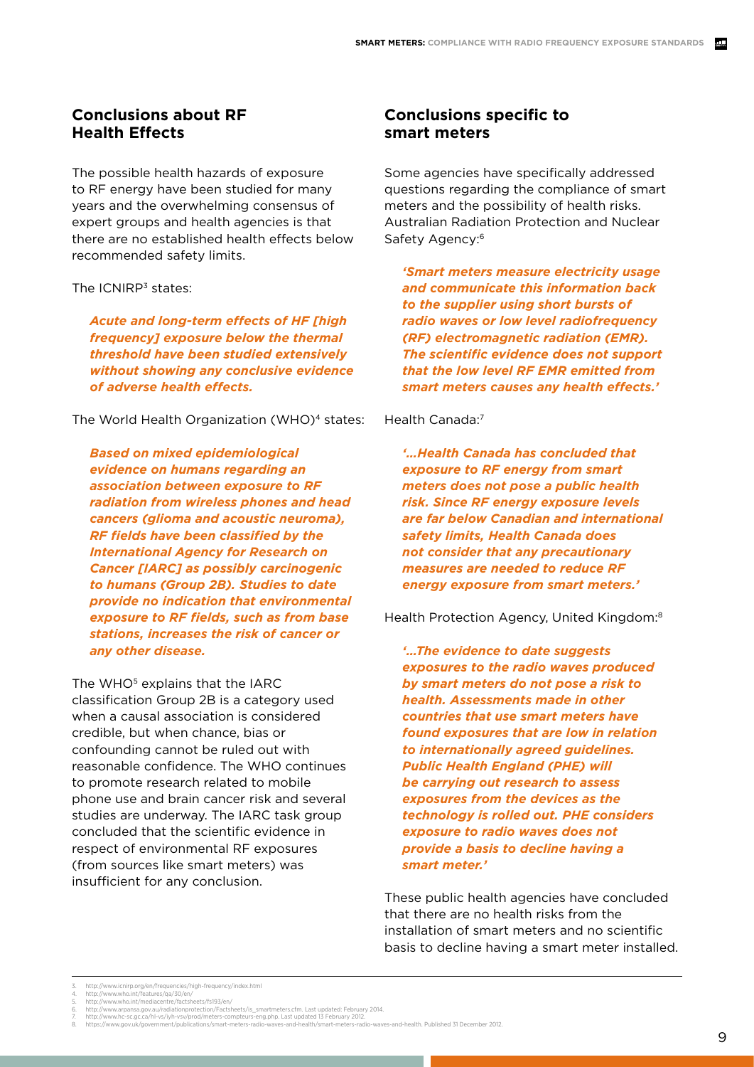## Conclusions about RF Health Effects

The possible health hazards of exposure to RF energy have been studied for many years and the overwhelming consensus of expert groups and health agencies is that there are no established health effects below recommended safety limits.

The ICNIRP[3] states:

> ***Acute and long-term effects of HF [high frequency] exposure below the thermal threshold have been studied extensively without showing any conclusive evidence of adverse health effects.***

The World Health Organization (WHO)[4] states:

> ***Based on mixed epidemiological evidence on humans regarding an association between exposure to RF radiation from wireless phones and head cancers (glioma and acoustic neuroma), RF fields have been classified by the International Agency for Research on Cancer [IARC] as possibly carcinogenic to humans (Group 2B). Studies to date provide no indication that environmental exposure to RF fields, such as from base stations, increases the risk of cancer or any other disease.***

The WHO[5] explains that the IARC classification Group 2B is a category used when a causal association is considered credible, but when chance, bias or confounding cannot be ruled out with reasonable confidence. The WHO continues to promote research related to mobile phone use and brain cancer risk and several studies are underway. The IARC task group concluded that the scientific evidence in respect of environmental RF exposures (from sources like smart meters) was insufficient for any conclusion.

## Conclusions specific to smart meters

Some agencies have specifically addressed questions regarding the compliance of smart meters and the possibility of health risks. Australian Radiation Protection and Nuclear Safety Agency:[6]

> ***'Smart meters measure electricity usage and communicate this information back to the supplier using short bursts of radio waves or low level radiofrequency (RF) electromagnetic radiation (EMR). The scientific evidence does not support that the low level RF EMR emitted from smart meters causes any health effects.'***

Health Canada:[7]

> ***'…Health Canada has concluded that exposure to RF energy from smart meters does not pose a public health risk. Since RF energy exposure levels are far below Canadian and international safety limits, Health Canada does not consider that any precautionary measures are needed to reduce RF energy exposure from smart meters.'***

Health Protection Agency, United Kingdom:[8]

> ***'…The evidence to date suggests exposures to the radio waves produced by smart meters do not pose a risk to health. Assessments made in other countries that use smart meters have found exposures that are low in relation to internationally agreed guidelines. Public Health England (PHE) will be carrying out research to assess exposures from the devices as the technology is rolled out. PHE considers exposure to radio waves does not provide a basis to decline having a smart meter.'***

These public health agencies have concluded that there are no health risks from the installation of smart meters and no scientific basis to decline having a smart meter installed.

---

3. http://www.icnirp.org/en/frequencies/high-frequency/index.html
4. http://www.who.int/features/qa/30/en/
5. http://www.who.int/mediacentre/factsheets/fs193/en/
6. http://www.arpansa.gov.au/radiationprotection/Factsheets/is_smartmeters.cfm. Last updated: February 2014.
7. http://www.hc-sc.gc.ca/hl-vs/iyh-vsv/prod/meters-compteurs-eng.php. Last updated 13 February 2012.
8. https://www.gov.uk/government/publications/smart-meters-radio-waves-and-health/smart-meters-radio-waves-and-health. Published 31 December 2012.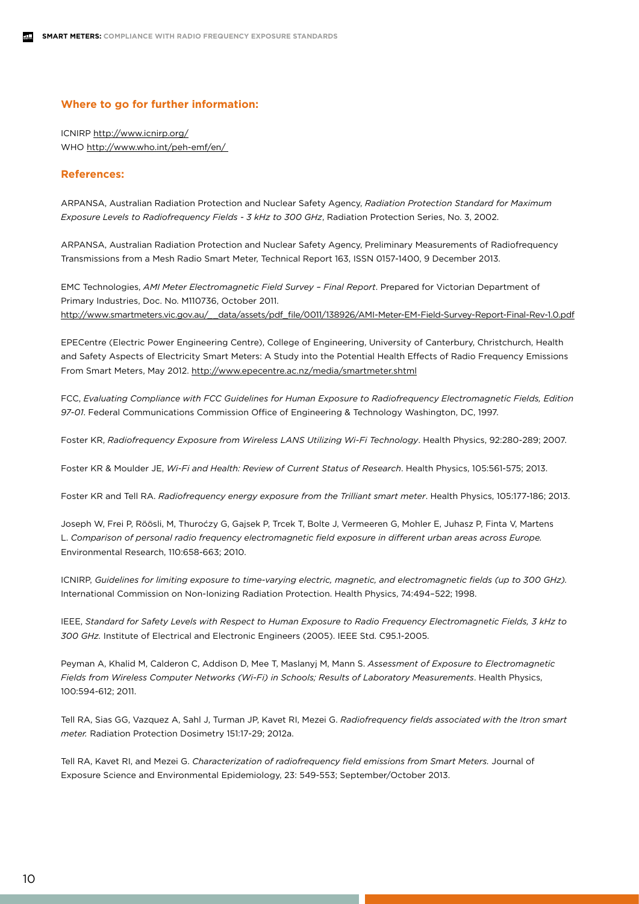### Where to go for further information:

ICNIRP http://www.icnirp.org/
WHO http://www.who.int/peh-emf/en/

### References:

ARPANSA, Australian Radiation Protection and Nuclear Safety Agency, *Radiation Protection Standard for Maximum Exposure Levels to Radiofrequency Fields - 3 kHz to 300 GHz*, Radiation Protection Series, No. 3, 2002.

ARPANSA, Australian Radiation Protection and Nuclear Safety Agency, Preliminary Measurements of Radiofrequency Transmissions from a Mesh Radio Smart Meter, Technical Report 163, ISSN 0157-1400, 9 December 2013.

EMC Technologies, *AMI Meter Electromagnetic Field Survey – Final Report*. Prepared for Victorian Department of Primary Industries, Doc. No. M110736, October 2011. http://www.smartmeters.vic.gov.au/__data/assets/pdf_file/0011/138926/AMI-Meter-EM-Field-Survey-Report-Final-Rev-1.0.pdf

EPECentre (Electric Power Engineering Centre), College of Engineering, University of Canterbury, Christchurch, Health and Safety Aspects of Electricity Smart Meters: A Study into the Potential Health Effects of Radio Frequency Emissions From Smart Meters, May 2012. http://www.epecentre.ac.nz/media/smartmeter.shtml

FCC, *Evaluating Compliance with FCC Guidelines for Human Exposure to Radiofrequency Electromagnetic Fields, Edition 97-01*. Federal Communications Commission Office of Engineering & Technology Washington, DC, 1997.

Foster KR, *Radiofrequency Exposure from Wireless LANS Utilizing Wi-Fi Technology*. Health Physics, 92:280-289; 2007.

Foster KR & Moulder JE, *Wi-Fi and Health: Review of Current Status of Research*. Health Physics, 105:561-575; 2013.

Foster KR and Tell RA. *Radiofrequency energy exposure from the Trilliant smart meter*. Health Physics, 105:177-186; 2013.

Joseph W, Frei P, Röösli, M, Thuroćzy G, Gajsek P, Trcek T, Bolte J, Vermeeren G, Mohler E, Juhasz P, Finta V, Martens L. *Comparison of personal radio frequency electromagnetic field exposure in different urban areas across Europe.* Environmental Research, 110:658-663; 2010.

ICNIRP, *Guidelines for limiting exposure to time-varying electric, magnetic, and electromagnetic fields (up to 300 GHz).* International Commission on Non-Ionizing Radiation Protection. Health Physics, 74:494–522; 1998.

IEEE, *Standard for Safety Levels with Respect to Human Exposure to Radio Frequency Electromagnetic Fields, 3 kHz to 300 GHz.* Institute of Electrical and Electronic Engineers (2005). IEEE Std. C95.1-2005.

Peyman A, Khalid M, Calderon C, Addison D, Mee T, Maslanyj M, Mann S. *Assessment of Exposure to Electromagnetic Fields from Wireless Computer Networks (Wi-Fi) in Schools; Results of Laboratory Measurements*. Health Physics, 100:594-612; 2011.

Tell RA, Sias GG, Vazquez A, Sahl J, Turman JP, Kavet RI, Mezei G. *Radiofrequency fields associated with the Itron smart meter.* Radiation Protection Dosimetry 151:17-29; 2012a.

Tell RA, Kavet RI, and Mezei G. *Characterization of radiofrequency field emissions from Smart Meters.* Journal of Exposure Science and Environmental Epidemiology, 23: 549-553; September/October 2013.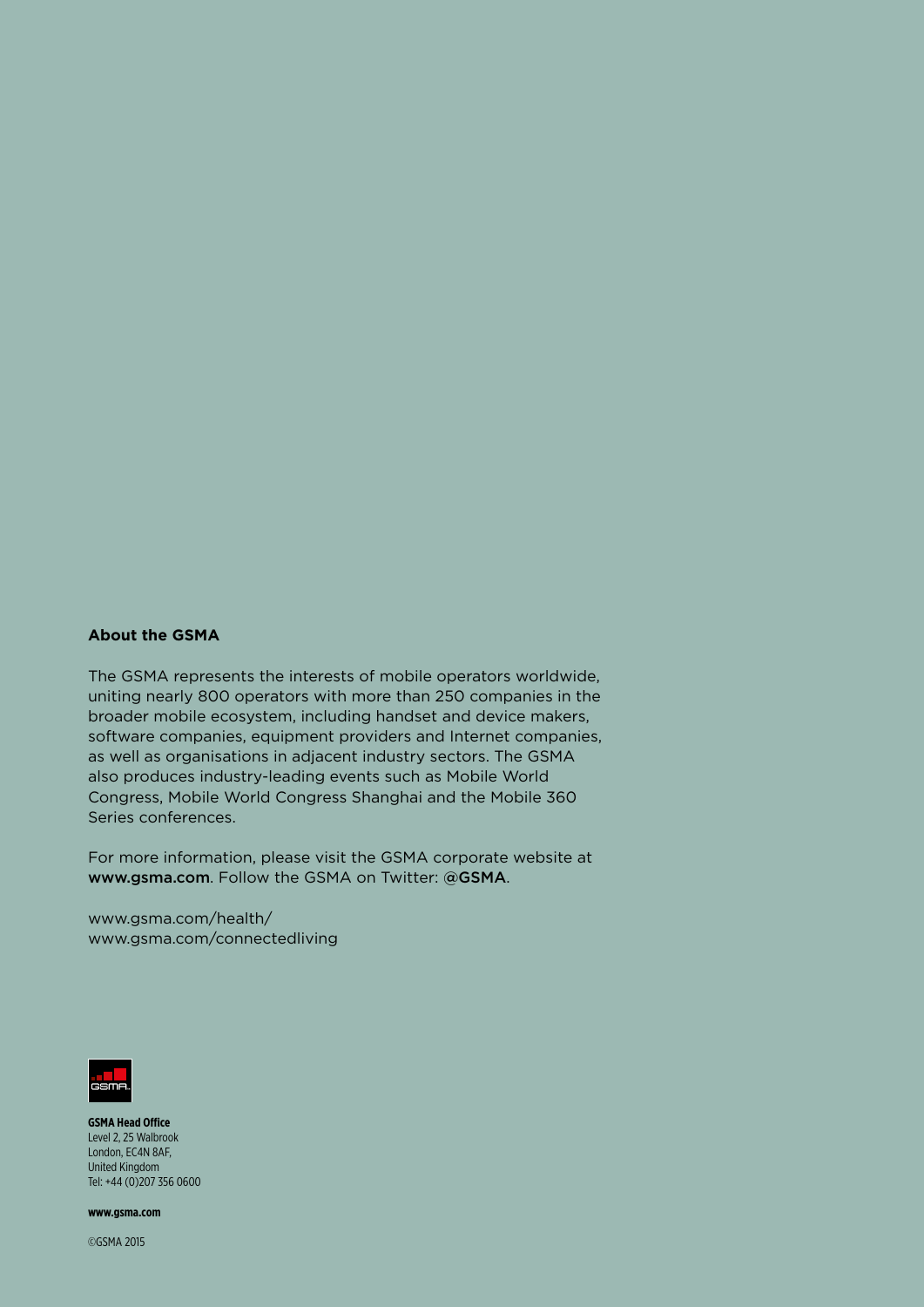**About the GSMA**

The GSMA represents the interests of mobile operators worldwide, uniting nearly 800 operators with more than 250 companies in the broader mobile ecosystem, including handset and device makers, software companies, equipment providers and Internet companies, as well as organisations in adjacent industry sectors. The GSMA also produces industry-leading events such as Mobile World Congress, Mobile World Congress Shanghai and the Mobile 360 Series conferences.

For more information, please visit the GSMA corporate website at **www.gsma.com**. Follow the GSMA on Twitter: @**GSMA**.

www.gsma.com/health/
www.gsma.com/connectedliving

**GSMA Head Office**
Level 2, 25 Walbrook
London, EC4N 8AF,
United Kingdom
Tel: +44 (0)207 356 0600

**www.gsma.com**

©GSMA 2015